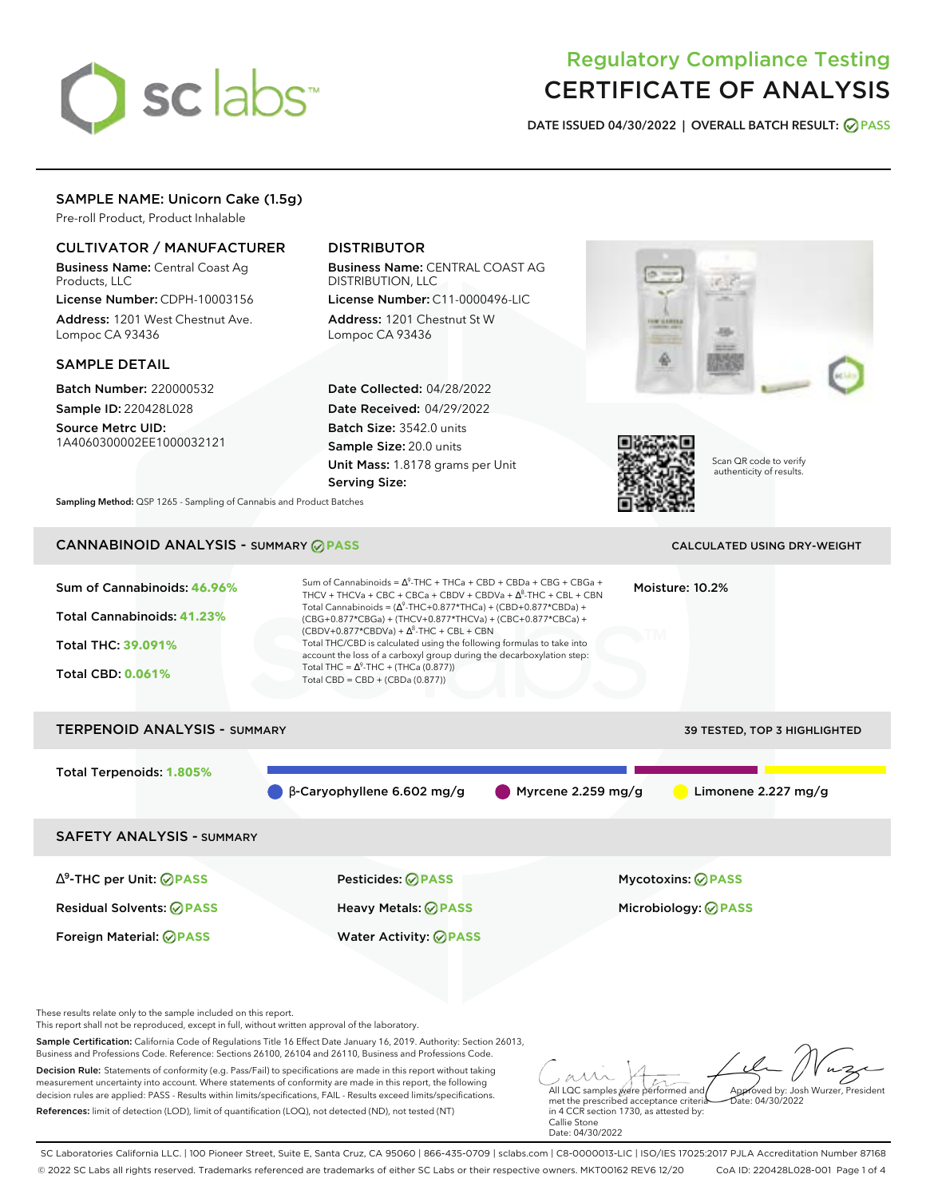# Regulatory Compliance Testing
# CERTIFICATE OF ANALYSIS

**DATE ISSUED 04/30/2022 | OVERALL BATCH RESULT: PASS**

## SAMPLE NAME: Unicorn Cake (1.5g)

Pre-roll Product, Product Inhalable

### CULTIVATOR / MANUFACTURER

**Business Name:** Central Coast Ag Products, LLC
**License Number:** CDPH-10003156
**Address:** 1201 West Chestnut Ave. Lompoc CA 93436

### DISTRIBUTOR

**Business Name:** CENTRAL COAST AG DISTRIBUTION, LLC
**License Number:** C11-0000496-LIC
**Address:** 1201 Chestnut St W Lompoc CA 93436

### SAMPLE DETAIL

**Batch Number:** 220000532
**Sample ID:** 220428L028
**Source Metrc UID:** 1A4060300002EE1000032121

**Date Collected:** 04/28/2022
**Date Received:** 04/29/2022
**Batch Size:** 3542.0 units
**Sample Size:** 20.0 units
**Unit Mass:** 1.8178 grams per Unit
**Serving Size:**

Scan QR code to verify authenticity of results.

**Sampling Method:** QSP 1265 - Sampling of Cannabis and Product Batches

## CANNABINOID ANALYSIS - SUMMARY PASS

CALCULATED USING DRY-WEIGHT

**Sum of Cannabinoids: 46.96%**
**Total Cannabinoids: 41.23%**
**Total THC: 39.091%**
**Total CBD: 0.061%**

Sum of Cannabinoids = $\Delta^9$-THC + THCa + CBD + CBDa + CBG + CBGa + THCV + THCVa + CBC + CBCa + CBDV + CBDVa + $\Delta^8$-THC + CBL + CBN
Total Cannabinoids = ($\Delta^9$-THC+0.877\*THCa) + (CBD+0.877\*CBDa) + (CBG+0.877\*CBGa) + (THCV+0.877\*THCVa) + (CBC+0.877\*CBCa) + (CBDV+0.877\*CBDVa) + $\Delta^8$-THC + CBL + CBN
Total THC/CBD is calculated using the following formulas to take into account the loss of a carboxyl group during the decarboxylation step:
Total THC = $\Delta^9$-THC + (THCa (0.877))
Total CBD = CBD + (CBDa (0.877))

**Moisture:** 10.2%

## TERPENOID ANALYSIS - SUMMARY

39 TESTED, TOP 3 HIGHLIGHTED

**Total Terpenoids: 1.805%**

β-Caryophyllene 6.602 mg/g | Myrcene 2.259 mg/g | Limonene 2.227 mg/g

## SAFETY ANALYSIS - SUMMARY

| | | |
|---|---|---|
| $\Delta^9$-THC per Unit: PASS | Pesticides: PASS | Mycotoxins: PASS |
| Residual Solvents: PASS | Heavy Metals: PASS | Microbiology: PASS |
| Foreign Material: PASS | Water Activity: PASS | |

These results relate only to the sample included on this report.
This report shall not be reproduced, except in full, without written approval of the laboratory.

**Sample Certification:** California Code of Regulations Title 16 Effect Date January 16, 2019. Authority: Section 26013, Business and Professions Code. Reference: Sections 26100, 26104 and 26110, Business and Professions Code.

**Decision Rule:** Statements of conformity (e.g. Pass/Fail) to specifications are made in this report without taking measurement uncertainty into account. Where statements of conformity are made in this report, the following decision rules are applied: PASS - Results within limits/specifications, FAIL - Results exceed limits/specifications.

**References:** limit of detection (LOD), limit of quantification (LOQ), not detected (ND), not tested (NT)

All LQC samples were performed and met the prescribed acceptance criteria in 4 CCR section 1730, as attested by: Callie Stone
Date: 04/30/2022

Approved by: Josh Wurzer, President
Date: 04/30/2022

SC Laboratories California LLC. | 100 Pioneer Street, Suite E, Santa Cruz, CA 95060 | 866-435-0709 | sclabs.com | C8-0000013-LIC | ISO/IES 17025:2017 PJLA Accreditation Number 87168
© 2022 SC Labs all rights reserved. Trademarks referenced are trademarks of either SC Labs or their respective owners. MKT00162 REV6 12/20 CoA ID: 220428L028-001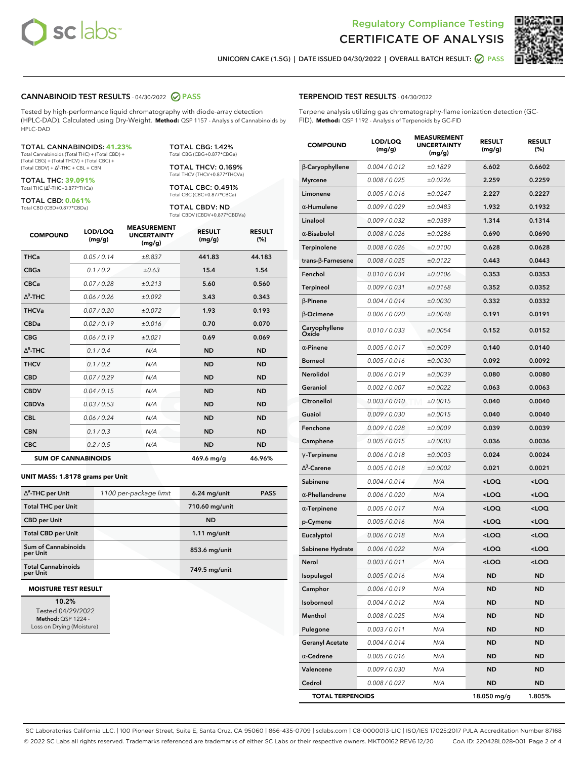Regulatory Compliance Testing
# CERTIFICATE OF ANALYSIS

UNICORN CAKE (1.5G) | DATE ISSUED 04/30/2022 | OVERALL BATCH RESULT: PASS

## CANNABINOID TEST RESULTS - 04/30/2022 PASS

Tested by high-performance liquid chromatography with diode-array detection (HPLC-DAD). Calculated using Dry-Weight. **Method:** QSP 1157 - Analysis of Cannabinoids by HPLC-DAD

**TOTAL CANNABINOIDS: 41.23%**
Total Cannabinoids (Total THC) + (Total CBD) + (Total CBG) + (Total THCV) + (Total CBC) + (Total CBDV) + $\Delta^8$-THC + CBL + CBN

**TOTAL THC: 39.091%**
Total THC ($\Delta^9$-THC+0.877*THCa)

**TOTAL CBD: 0.061%**
Total CBD (CBD+0.877*CBDa)

**TOTAL CBG: 1.42%**
Total CBG (CBG+0.877*CBGa)

**TOTAL THCV: 0.169%**
Total THCV (THCV+0.877*THCVa)

**TOTAL CBC: 0.491%**
Total CBC (CBC+0.877*CBCa)

**TOTAL CBDV: ND**
Total CBDV (CBDV+0.877*CBDVa)

| COMPOUND | LOD/LOQ (mg/g) | MEASUREMENT UNCERTAINTY (mg/g) | RESULT (mg/g) | RESULT (%) |
|---|---|---|---|---|
| THCa | 0.05 / 0.14 | ±8.837 | 441.83 | 44.183 |
| CBGa | 0.1 / 0.2 | ±0.63 | 15.4 | 1.54 |
| CBCa | 0.07 / 0.28 | ±0.213 | 5.60 | 0.560 |
| $\Delta^9$-THC | 0.06 / 0.26 | ±0.092 | 3.43 | 0.343 |
| THCVa | 0.07 / 0.20 | ±0.072 | 1.93 | 0.193 |
| CBDa | 0.02 / 0.19 | ±0.016 | 0.70 | 0.070 |
| CBG | 0.06 / 0.19 | ±0.021 | 0.69 | 0.069 |
| $\Delta^8$-THC | 0.1 / 0.4 | N/A | ND | ND |
| THCV | 0.1 / 0.2 | N/A | ND | ND |
| CBD | 0.07 / 0.29 | N/A | ND | ND |
| CBDV | 0.04 / 0.15 | N/A | ND | ND |
| CBDVa | 0.03 / 0.53 | N/A | ND | ND |
| CBL | 0.06 / 0.24 | N/A | ND | ND |
| CBN | 0.1 / 0.3 | N/A | ND | ND |
| CBC | 0.2 / 0.5 | N/A | ND | ND |
| **SUM OF CANNABINOIDS** | | | 469.6 mg/g | 46.96% |

**UNIT MASS: 1.8178 grams per Unit**

| | | | |
|---|---|---|---|
| $\Delta^9$-THC per Unit | 1100 per-package limit | 6.24 mg/unit | PASS |
| Total THC per Unit | | 710.60 mg/unit | |
| CBD per Unit | | ND | |
| Total CBD per Unit | | 1.11 mg/unit | |
| Sum of Cannabinoids per Unit | | 853.6 mg/unit | |
| Total Cannabinoids per Unit | | 749.5 mg/unit | |

**MOISTURE TEST RESULT**

10.2%
Tested 04/29/2022
**Method:** QSP 1224 - Loss on Drying (Moisture)

## TERPENOID TEST RESULTS - 04/30/2022

Terpene analysis utilizing gas chromatography-flame ionization detection (GC-FID). **Method:** QSP 1192 - Analysis of Terpenoids by GC-FID

| COMPOUND | LOD/LOQ (mg/g) | MEASUREMENT UNCERTAINTY (mg/g) | RESULT (mg/g) | RESULT (%) |
|---|---|---|---|---|
| β-Caryophyllene | 0.004 / 0.012 | ±0.1829 | 6.602 | 0.6602 |
| Myrcene | 0.008 / 0.025 | ±0.0226 | 2.259 | 0.2259 |
| Limonene | 0.005 / 0.016 | ±0.0247 | 2.227 | 0.2227 |
| α-Humulene | 0.009 / 0.029 | ±0.0483 | 1.932 | 0.1932 |
| Linalool | 0.009 / 0.032 | ±0.0389 | 1.314 | 0.1314 |
| α-Bisabolol | 0.008 / 0.026 | ±0.0286 | 0.690 | 0.0690 |
| Terpinolene | 0.008 / 0.026 | ±0.0100 | 0.628 | 0.0628 |
| trans-β-Farnesene | 0.008 / 0.025 | ±0.0122 | 0.443 | 0.0443 |
| Fenchol | 0.010 / 0.034 | ±0.0106 | 0.353 | 0.0353 |
| Terpineol | 0.009 / 0.031 | ±0.0168 | 0.352 | 0.0352 |
| β-Pinene | 0.004 / 0.014 | ±0.0030 | 0.332 | 0.0332 |
| β-Ocimene | 0.006 / 0.020 | ±0.0048 | 0.191 | 0.0191 |
| Caryophyllene Oxide | 0.010 / 0.033 | ±0.0054 | 0.152 | 0.0152 |
| α-Pinene | 0.005 / 0.017 | ±0.0009 | 0.140 | 0.0140 |
| Borneol | 0.005 / 0.016 | ±0.0030 | 0.092 | 0.0092 |
| Nerolidol | 0.006 / 0.019 | ±0.0039 | 0.080 | 0.0080 |
| Geraniol | 0.002 / 0.007 | ±0.0022 | 0.063 | 0.0063 |
| Citronellol | 0.003 / 0.010 | ±0.0015 | 0.040 | 0.0040 |
| Guaiol | 0.009 / 0.030 | ±0.0015 | 0.040 | 0.0040 |
| Fenchone | 0.009 / 0.028 | ±0.0009 | 0.039 | 0.0039 |
| Camphene | 0.005 / 0.015 | ±0.0003 | 0.036 | 0.0036 |
| γ-Terpinene | 0.006 / 0.018 | ±0.0003 | 0.024 | 0.0024 |
| $\Delta^3$-Carene | 0.005 / 0.018 | ±0.0002 | 0.021 | 0.0021 |
| Sabinene | 0.004 / 0.014 | N/A | <LOQ | <LOQ |
| α-Phellandrene | 0.006 / 0.020 | N/A | <LOQ | <LOQ |
| α-Terpinene | 0.005 / 0.017 | N/A | <LOQ | <LOQ |
| p-Cymene | 0.005 / 0.016 | N/A | <LOQ | <LOQ |
| Eucalyptol | 0.006 / 0.018 | N/A | <LOQ | <LOQ |
| Sabinene Hydrate | 0.006 / 0.022 | N/A | <LOQ | <LOQ |
| Nerol | 0.003 / 0.011 | N/A | <LOQ | <LOQ |
| Isopulegol | 0.005 / 0.016 | N/A | ND | ND |
| Camphor | 0.006 / 0.019 | N/A | ND | ND |
| Isoborneol | 0.004 / 0.012 | N/A | ND | ND |
| Menthol | 0.008 / 0.025 | N/A | ND | ND |
| Pulegone | 0.003 / 0.011 | N/A | ND | ND |
| Geranyl Acetate | 0.004 / 0.014 | N/A | ND | ND |
| α-Cedrene | 0.005 / 0.016 | N/A | ND | ND |
| Valencene | 0.009 / 0.030 | N/A | ND | ND |
| Cedrol | 0.008 / 0.027 | N/A | ND | ND |
| **TOTAL TERPENOIDS** | | | 18.050 mg/g | 1.805% |

SC Laboratories California LLC. | 100 Pioneer Street, Suite E, Santa Cruz, CA 95060 | 866-435-0709 | sclabs.com | C8-0000013-LIC | ISO/IES 17025:2017 PJLA Accreditation Number 87168
© 2022 SC Labs all rights reserved. Trademarks referenced are trademarks of either SC Labs or their respective owners. MKT00162 REV6 12/20 CoA ID: 220428L028-001